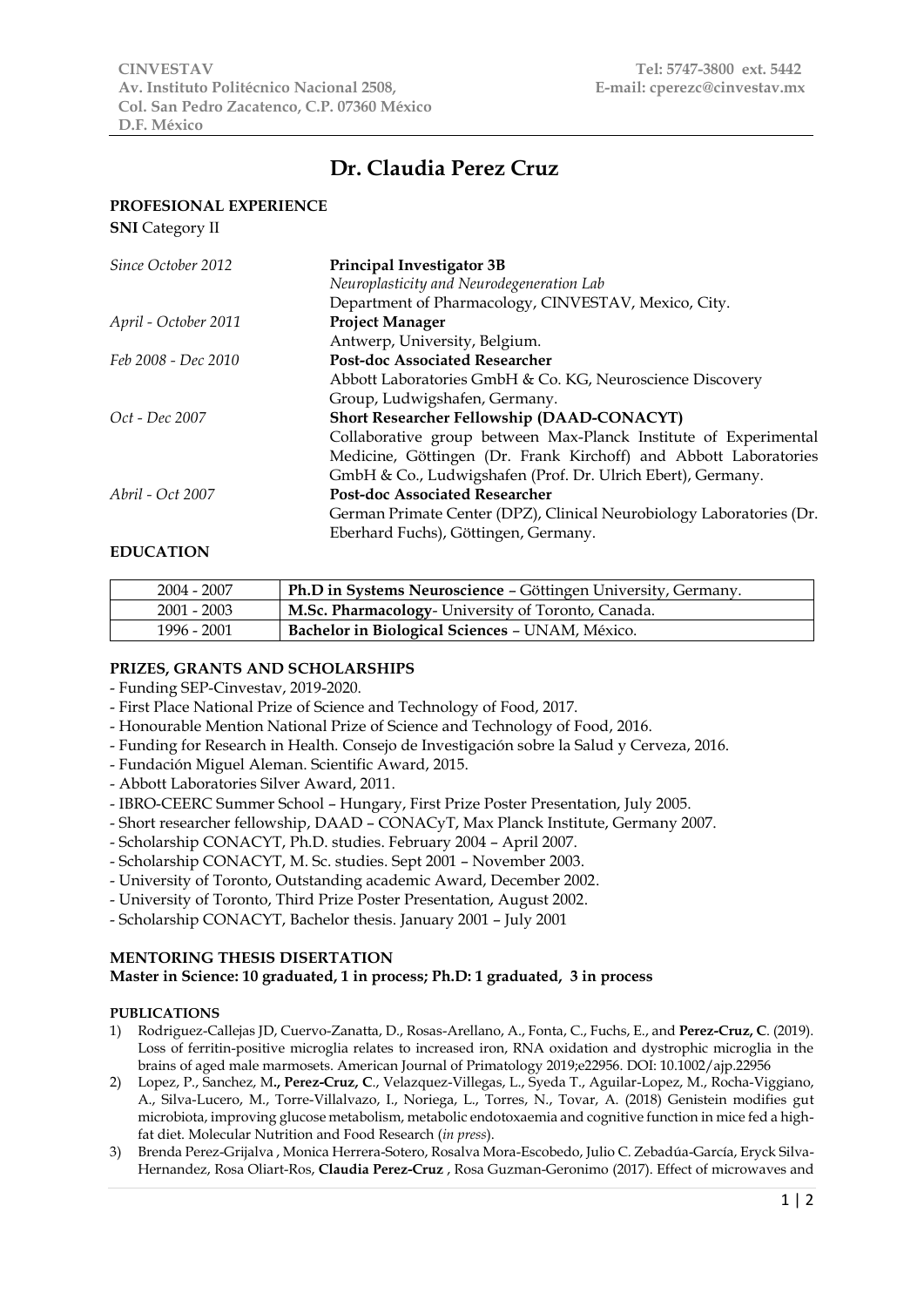**CINVESTAV**
**Av. Instituto Politécnico Nacional 2508,**
**Col. San Pedro Zacatenco, C.P. 07360 México**
**D.F. México**

**Tel: 5747-3800 ext. 5442**
**E-mail: cperezc@cinvestav.mx**

# Dr. Claudia Perez Cruz

## PROFESIONAL EXPERIENCE

**SNI** Category II

| | |
|---|---|
| *Since October 2012* | **Principal Investigator 3B**<br>*Neuroplasticity and Neurodegeneration Lab*<br>Department of Pharmacology, CINVESTAV, Mexico, City. |
| *April - October 2011* | **Project Manager**<br>Antwerp, University, Belgium. |
| *Feb 2008 - Dec 2010* | **Post-doc Associated Researcher**<br>Abbott Laboratories GmbH & Co. KG, Neuroscience Discovery Group, Ludwigshafen, Germany. |
| *Oct - Dec 2007* | **Short Researcher Fellowship (DAAD-CONACYT)**<br>Collaborative group between Max-Planck Institute of Experimental Medicine, Göttingen (Dr. Frank Kirchoff) and Abbott Laboratories GmbH & Co., Ludwigshafen (Prof. Dr. Ulrich Ebert), Germany. |
| *Abril - Oct 2007* | **Post-doc Associated Researcher**<br>German Primate Center (DPZ), Clinical Neurobiology Laboratories (Dr. Eberhard Fuchs), Göttingen, Germany. |

## EDUCATION

| | |
|---|---|
| 2004 - 2007 | **Ph.D in Systems Neuroscience** – Göttingen University, Germany. |
| 2001 - 2003 | **M.Sc. Pharmacology**- University of Toronto, Canada. |
| 1996 - 2001 | **Bachelor in Biological Sciences** – UNAM, México. |

## PRIZES, GRANTS AND SCHOLARSHIPS

- Funding SEP-Cinvestav, 2019-2020.
- First Place National Prize of Science and Technology of Food, 2017.
- Honourable Mention National Prize of Science and Technology of Food, 2016.
- Funding for Research in Health. Consejo de Investigación sobre la Salud y Cerveza, 2016.
- Fundación Miguel Aleman. Scientific Award, 2015.
- Abbott Laboratories Silver Award, 2011.
- IBRO-CEERC Summer School – Hungary, First Prize Poster Presentation, July 2005.
- Short researcher fellowship, DAAD – CONACyT, Max Planck Institute, Germany 2007.
- Scholarship CONACYT, Ph.D. studies. February 2004 – April 2007.
- Scholarship CONACYT, M. Sc. studies. Sept 2001 – November 2003.
- University of Toronto, Outstanding academic Award, December 2002.
- University of Toronto, Third Prize Poster Presentation, August 2002.
- Scholarship CONACYT, Bachelor thesis. January 2001 – July 2001

## MENTORING THESIS DISERTATION

**Master in Science: 10 graduated, 1 in process; Ph.D: 1 graduated, 3 in process**

## PUBLICATIONS

1) Rodriguez-Callejas JD, Cuervo-Zanatta, D., Rosas-Arellano, A., Fonta, C., Fuchs, E., and **Perez-Cruz, C**. (2019). Loss of ferritin-positive microglia relates to increased iron, RNA oxidation and dystrophic microglia in the brains of aged male marmosets. American Journal of Primatology 2019;e22956. DOI: 10.1002/ajp.22956
2) Lopez, P., Sanchez, M**., Perez-Cruz, C**., Velazquez-Villegas, L., Syeda T., Aguilar-Lopez, M., Rocha-Viggiano, A., Silva-Lucero, M., Torre-Villalvazo, I., Noriega, L., Torres, N., Tovar, A. (2018) Genistein modifies gut microbiota, improving glucose metabolism, metabolic endotoxaemia and cognitive function in mice fed a high-fat diet. Molecular Nutrition and Food Research (*in press*).
3) Brenda Perez-Grijalva , Monica Herrera-Sotero, Rosalva Mora-Escobedo, Julio C. Zebadúa-García, Eryck Silva-Hernandez, Rosa Oliart-Ros, **Claudia Perez-Cruz** , Rosa Guzman-Geronimo (2017). Effect of microwaves and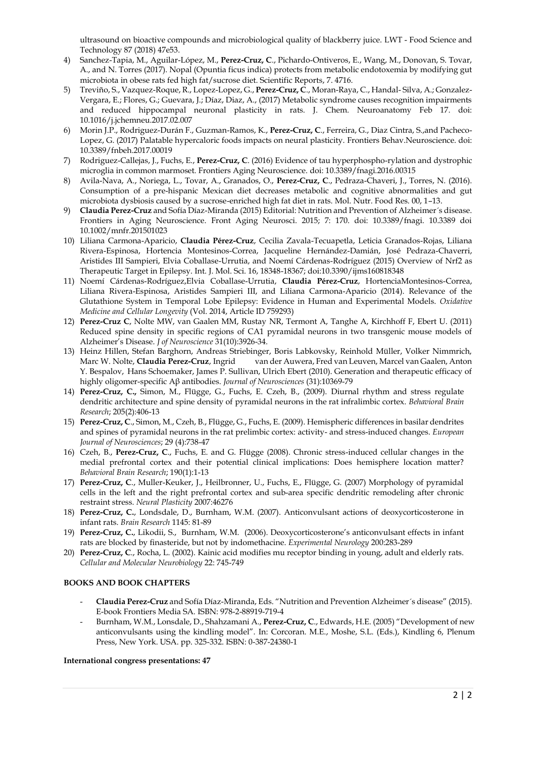ultrasound on bioactive compounds and microbiological quality of blackberry juice. LWT - Food Science and Technology 87 (2018) 47e53.

4) Sanchez-Tapia, M., Aguilar-López, M., **Perez-Cruz, C**., Pichardo-Ontiveros, E., Wang, M., Donovan, S. Tovar, A., and N. Torres (2017). Nopal (Opuntia ficus indica) protects from metabolic endotoxemia by modifying gut microbiota in obese rats fed high fat/sucrose diet. Scientific Reports, 7. 4716.
5) Treviño, S., Vazquez-Roque, R., Lopez-Lopez, G., **Perez-Cruz, C**., Moran-Raya, C., Handal- Silva, A.; Gonzalez-Vergara, E.; Flores, G.; Guevara, J.; Díaz, Diaz, A., (2017) Metabolic syndrome causes recognition impairments and reduced hippocampal neuronal plasticity in rats. J. Chem. Neuroanatomy Feb 17. doi: 10.1016/j.jchemneu.2017.02.007
6) Morin J.P., Rodriguez-Durán F., Guzman-Ramos, K., **Perez-Cruz, C**., Ferreira, G., Diaz Cintra, S.,and Pacheco-Lopez, G. (2017) Palatable hypercaloric foods impacts on neural plasticity. Frontiers Behav.Neuroscience. doi: 10.3389/fnbeh.2017.00019
7) Rodriguez-Callejas, J., Fuchs, E., **Perez-Cruz, C**. (2016) Evidence of tau hyperphospho-rylation and dystrophic microglia in common marmoset. Frontiers Aging Neuroscience. doi: 10.3389/fnagi.2016.00315
8) Avila-Nava, A., Noriega, L., Tovar, A., Granados, O., **Perez-Cruz, C**., Pedraza-Chaveri, J., Torres, N. (2016). Consumption of a pre-hispanic Mexican diet decreases metabolic and cognitive abnormalities and gut microbiota dysbiosis caused by a sucrose-enriched high fat diet in rats. Mol. Nutr. Food Res. 00, 1–13.
9) **Claudia Perez-Cruz** and Sofía Díaz-Miranda (2015) Editorial: Nutrition and Prevention of Alzheimer´s disease. Frontiers in Aging Neuroscience. Front Aging Neurosci. 2015; 7: 170. doi: 10.3389/fnagi. 10.3389 doi 10.1002/mnfr.201501023
10) Liliana Carmona-Aparicio, **Claudia Pérez-Cruz**, Cecilia Zavala-Tecuapetla, Leticia Granados-Rojas, Liliana Rivera-Espinosa, Hortencia Montesinos-Correa, Jacqueline Hernández-Damián, José Pedraza-Chaverri, Aristides III Sampieri, Elvia Coballase-Urrutia, and Noemí Cárdenas-Rodríguez (2015) Overview of Nrf2 as Therapeutic Target in Epilepsy. Int. J. Mol. Sci. 16, 18348-18367; doi:10.3390/ijms160818348
11) Noemí Cárdenas-Rodríguez,Elvia Coballase-Urrutia, **Claudia Pérez-Cruz**, HortenciaMontesinos-Correa, Liliana Rivera-Espinosa, Aristides Sampieri III, and Liliana Carmona-Aparicio (2014). Relevance of the Glutathione System in Temporal Lobe Epilepsy: Evidence in Human and Experimental Models. *Oxidative Medicine and Cellular Longevity* (Vol. 2014, Article ID 759293)
12) **Perez-Cruz C**, Nolte MW, van Gaalen MM, Rustay NR, Termont A, Tanghe A, Kirchhoff F, Ebert U. (2011) Reduced spine density in specific regions of CA1 pyramidal neurons in two transgenic mouse models of Alzheimer's Disease. *J of Neuroscience* 31(10):3926-34.
13) Heinz Hillen, Stefan Barghorn, Andreas Striebinger, Boris Labkovsky, Reinhold Müller, Volker Nimmrich, Marc W. Nolte, **Claudia Perez-Cruz**, Ingrid van der Auwera, Fred van Leuven, Marcel van Gaalen, Anton Y. Bespalov, Hans Schoemaker, James P. Sullivan, Ulrich Ebert (2010). Generation and therapeutic efficacy of highly oligomer-specific Aβ antibodies. *Journal of Neurosciences* (31):10369-79
14) **Perez-Cruz, C.,** Simon, M., Flügge, G., Fuchs, E. Czeh, B., (2009). Diurnal rhythm and stress regulate dendritic architecture and spine density of pyramidal neurons in the rat infralimbic cortex. *Behavioral Brain Research*; 205(2):406-13
15) **Perez-Cruz, C**., Simon, M., Czeh, B., Flügge, G., Fuchs, E. (2009). Hemispheric differences in basilar dendrites and spines of pyramidal neurons in the rat prelimbic cortex: activity- and stress-induced changes. *European Journal of Neurosciences*; 29 (4):738-47
16) Czeh, B., **Perez-Cruz, C**., Fuchs, E. and G. Flügge (2008). Chronic stress-induced cellular changes in the medial prefrontal cortex and their potential clinical implications: Does hemisphere location matter? *Behavioral Brain Research*; 190(1):1-13
17) **Perez-Cruz, C**., Muller-Keuker, J., Heilbronner, U., Fuchs, E., Flügge, G. (2007) Morphology of pyramidal cells in the left and the right prefrontal cortex and sub-area specific dendritic remodeling after chronic restraint stress. *Neural Plasticity* 2007:46276
18) **Perez-Cruz, C.**, Londsdale, D., Burnham, W.M. (2007). Anticonvulsant actions of deoxycorticosterone in infant rats. *Brain Research* 1145: 81-89
19) **Perez-Cruz, C.**, Likodii, S., Burnham, W.M. (2006). Deoxycorticosterone's anticonvulsant effects in infant rats are blocked by finasteride, but not by indomethacine. *Experimental Neurology* 200:283-289
20) **Perez-Cruz, C**., Rocha, L. (2002). Kainic acid modifies mu receptor binding in young, adult and elderly rats. *Cellular and Molecular Neurobiology* 22: 745-749

**BOOKS AND BOOK CHAPTERS**

- **Claudia Perez-Cruz** and Sofía Díaz-Miranda, Eds. "Nutrition and Prevention Alzheimer´s disease" (2015). E-book Frontiers Media SA. ISBN: 978-2-88919-719-4
- Burnham, W.M., Lonsdale, D., Shahzamani A., **Perez-Cruz, C**., Edwards, H.E. (2005) "Development of new anticonvulsants using the kindling model". In: Corcoran. M.E., Moshe, S.L. (Eds.), Kindling 6, Plenum Press, New York. USA. pp. 325-332. ISBN: 0-387-24380-1

**International congress presentations: 47**